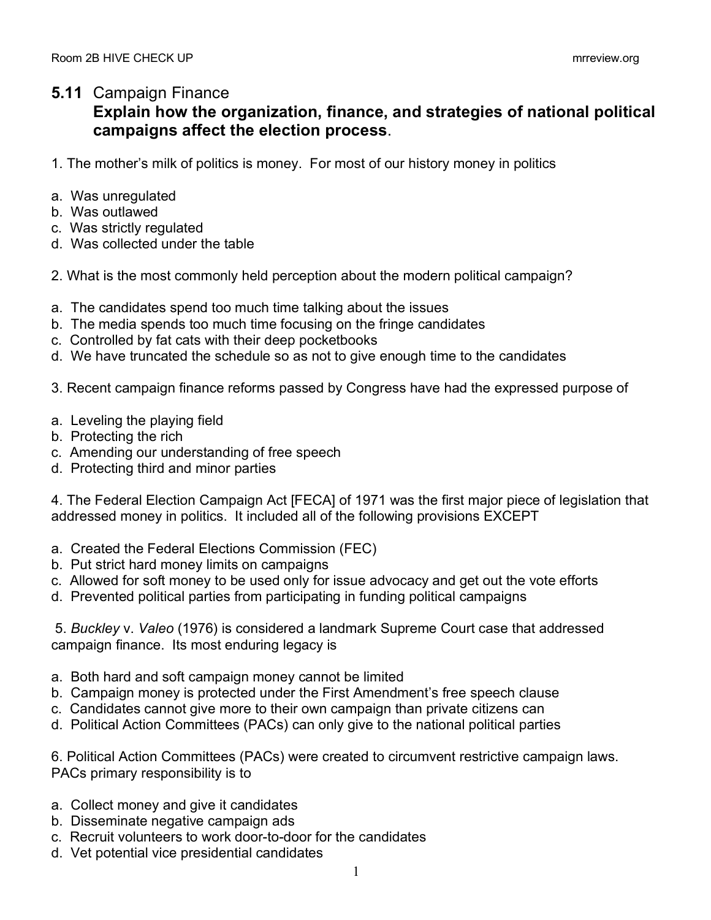## 5.11 Campaign Finance

### Explain how the organization, finance, and strategies of national political campaigns affect the election process.

1. The mother's milk of politics is money. For most of our history money in politics

a. Was unregulated
b. Was outlawed
c. Was strictly regulated
d. Was collected under the table

2. What is the most commonly held perception about the modern political campaign?

a. The candidates spend too much time talking about the issues
b. The media spends too much time focusing on the fringe candidates
c. Controlled by fat cats with their deep pocketbooks
d. We have truncated the schedule so as not to give enough time to the candidates

3. Recent campaign finance reforms passed by Congress have had the expressed purpose of

a. Leveling the playing field
b. Protecting the rich
c. Amending our understanding of free speech
d. Protecting third and minor parties

4. The Federal Election Campaign Act [FECA] of 1971 was the first major piece of legislation that addressed money in politics. It included all of the following provisions EXCEPT

a. Created the Federal Elections Commission (FEC)
b. Put strict hard money limits on campaigns
c. Allowed for soft money to be used only for issue advocacy and get out the vote efforts
d. Prevented political parties from participating in funding political campaigns

5. *Buckley* v. *Valeo* (1976) is considered a landmark Supreme Court case that addressed campaign finance. Its most enduring legacy is

a. Both hard and soft campaign money cannot be limited
b. Campaign money is protected under the First Amendment's free speech clause
c. Candidates cannot give more to their own campaign than private citizens can
d. Political Action Committees (PACs) can only give to the national political parties

6. Political Action Committees (PACs) were created to circumvent restrictive campaign laws. PACs primary responsibility is to

a. Collect money and give it candidates
b. Disseminate negative campaign ads
c. Recruit volunteers to work door-to-door for the candidates
d. Vet potential vice presidential candidates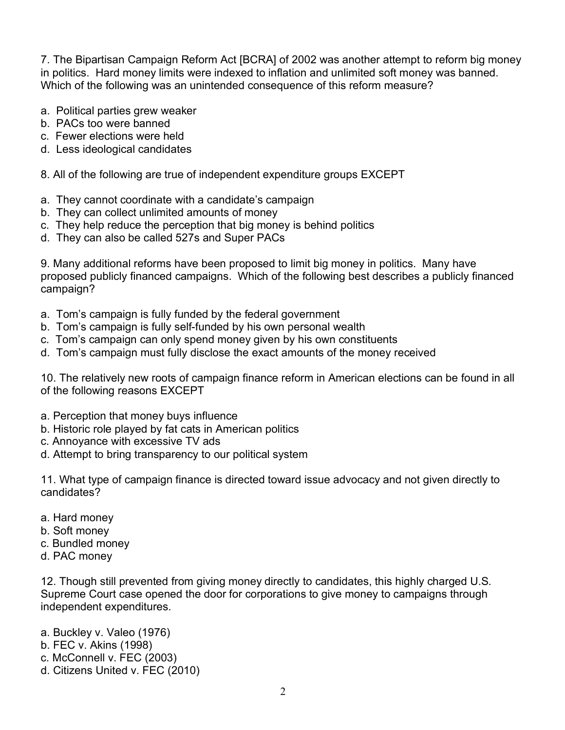7. The Bipartisan Campaign Reform Act [BCRA] of 2002 was another attempt to reform big money in politics. Hard money limits were indexed to inflation and unlimited soft money was banned. Which of the following was an unintended consequence of this reform measure?

a. Political parties grew weaker
b. PACs too were banned
c. Fewer elections were held
d. Less ideological candidates

8. All of the following are true of independent expenditure groups EXCEPT

a. They cannot coordinate with a candidate's campaign
b. They can collect unlimited amounts of money
c. They help reduce the perception that big money is behind politics
d. They can also be called 527s and Super PACs

9. Many additional reforms have been proposed to limit big money in politics. Many have proposed publicly financed campaigns. Which of the following best describes a publicly financed campaign?

a. Tom's campaign is fully funded by the federal government
b. Tom's campaign is fully self-funded by his own personal wealth
c. Tom's campaign can only spend money given by his own constituents
d. Tom's campaign must fully disclose the exact amounts of the money received

10. The relatively new roots of campaign finance reform in American elections can be found in all of the following reasons EXCEPT

a. Perception that money buys influence
b. Historic role played by fat cats in American politics
c. Annoyance with excessive TV ads
d. Attempt to bring transparency to our political system

11. What type of campaign finance is directed toward issue advocacy and not given directly to candidates?

a. Hard money
b. Soft money
c. Bundled money
d. PAC money

12. Though still prevented from giving money directly to candidates, this highly charged U.S. Supreme Court case opened the door for corporations to give money to campaigns through independent expenditures.

a. Buckley v. Valeo (1976)
b. FEC v. Akins (1998)
c. McConnell v. FEC (2003)
d. Citizens United v. FEC (2010)